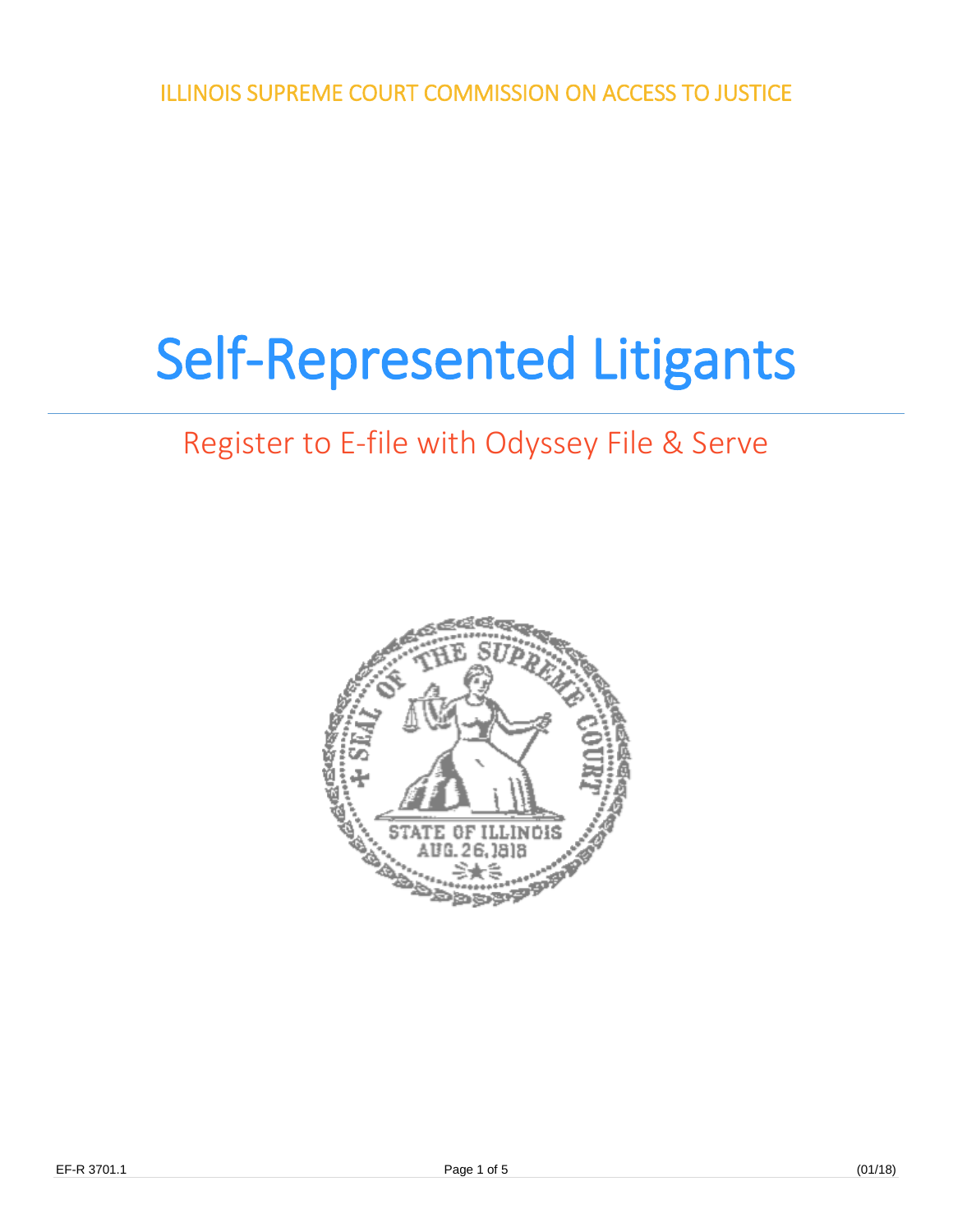ILLINOIS SUPREME COURT COMMISSION ON ACCESS TO JUSTICE

# Self-Represented Litigants

## Register to E-file with Odyssey File & Serve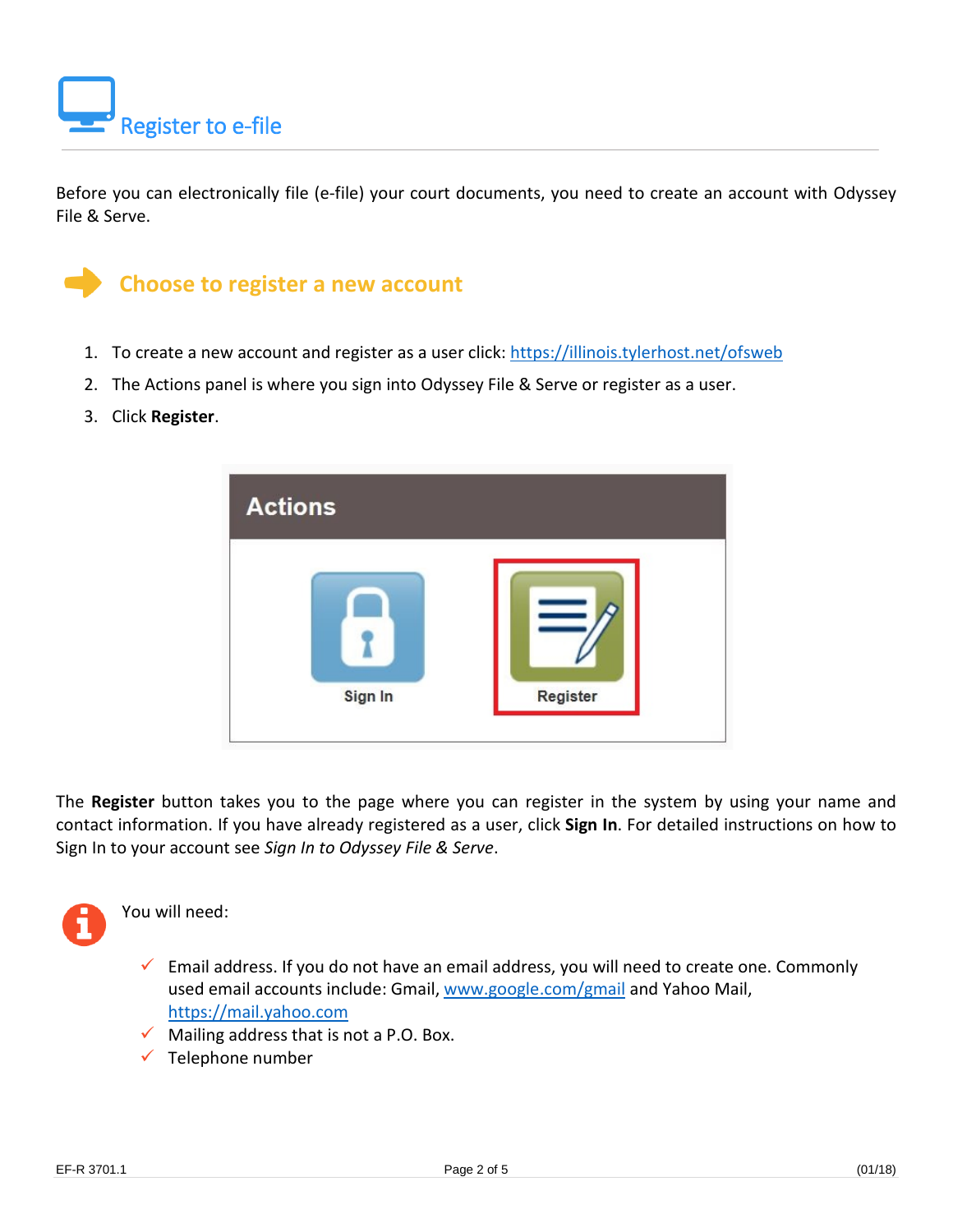# Register to e-file

Before you can electronically file (e-file) your court documents, you need to create an account with Odyssey File & Serve.

## Choose to register a new account

1. To create a new account and register as a user click: https://illinois.tylerhost.net/ofsweb
2. The Actions panel is where you sign into Odyssey File & Serve or register as a user.
3. Click **Register**.

The **Register** button takes you to the page where you can register in the system by using your name and contact information. If you have already registered as a user, click **Sign In**. For detailed instructions on how to Sign In to your account see *Sign In to Odyssey File & Serve*.

You will need:

- ✓ Email address. If you do not have an email address, you will need to create one. Commonly used email accounts include: Gmail, www.google.com/gmail and Yahoo Mail, https://mail.yahoo.com
- ✓ Mailing address that is not a P.O. Box.
- ✓ Telephone number

EF-R 3701.1 (01/18)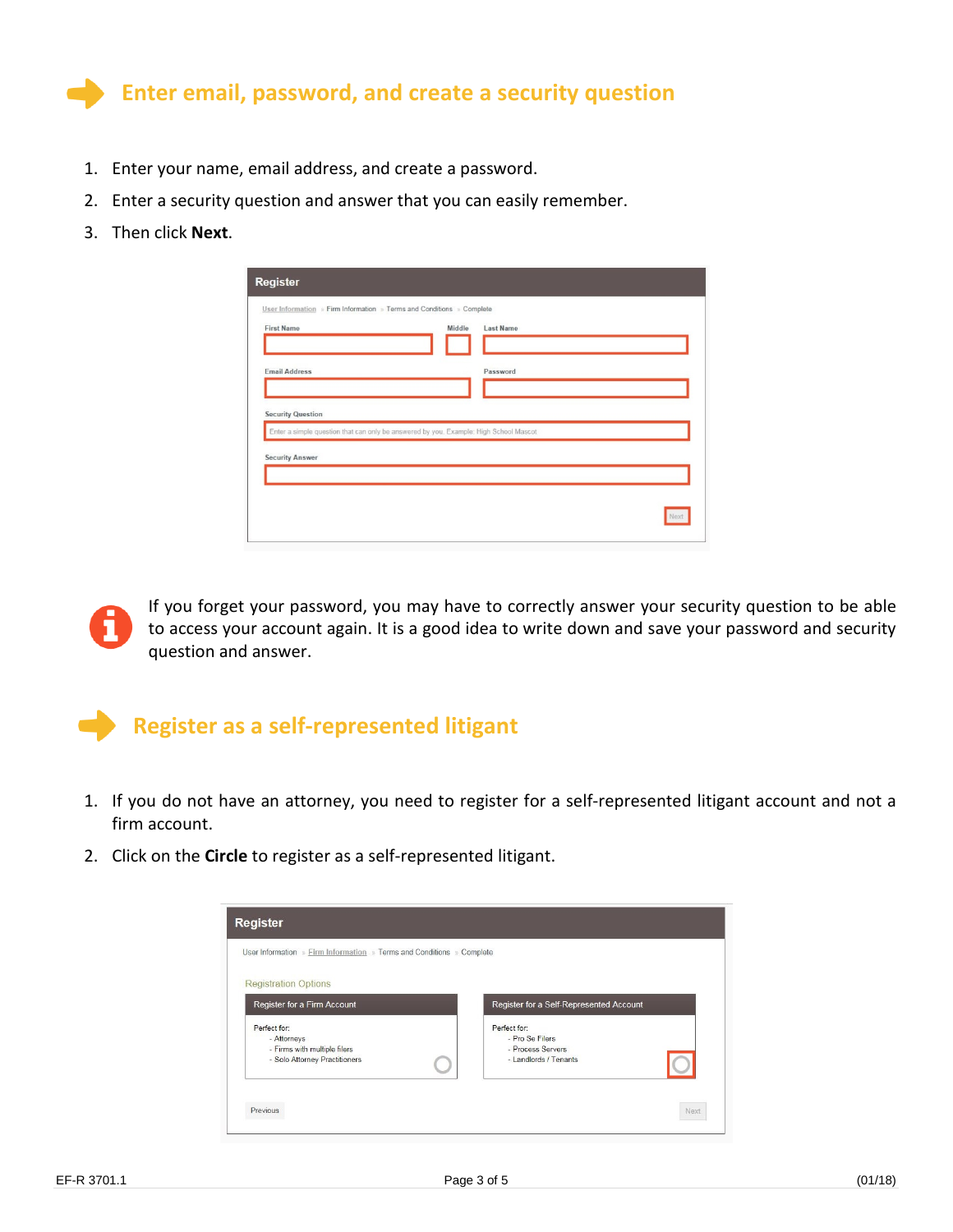## Enter email, password, and create a security question

1. Enter your name, email address, and create a password.
2. Enter a security question and answer that you can easily remember.
3. Then click **Next**.

If you forget your password, you may have to correctly answer your security question to be able to access your account again. It is a good idea to write down and save your password and security question and answer.

## Register as a self-represented litigant

1. If you do not have an attorney, you need to register for a self-represented litigant account and not a firm account.
2. Click on the **Circle** to register as a self-represented litigant.

EF-R 3701.1 (01/18)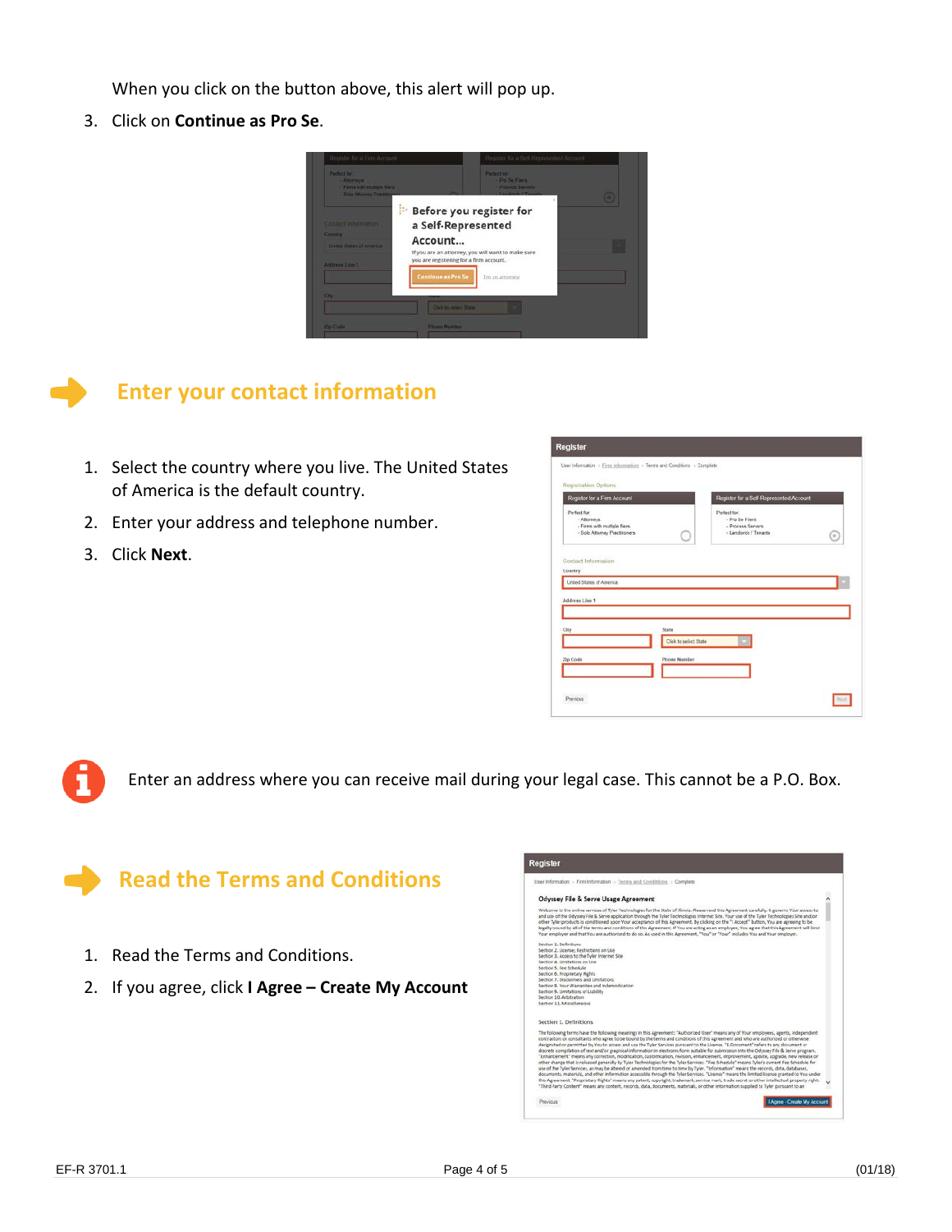When you click on the button above, this alert will pop up.

3. Click on **Continue as Pro Se**.

## Enter your contact information

1. Select the country where you live. The United States of America is the default country.
2. Enter your address and telephone number.
3. Click **Next**.

Enter an address where you can receive mail during your legal case. This cannot be a P.O. Box.

## Read the Terms and Conditions

1. Read the Terms and Conditions.
2. If you agree, click **I Agree – Create My Account**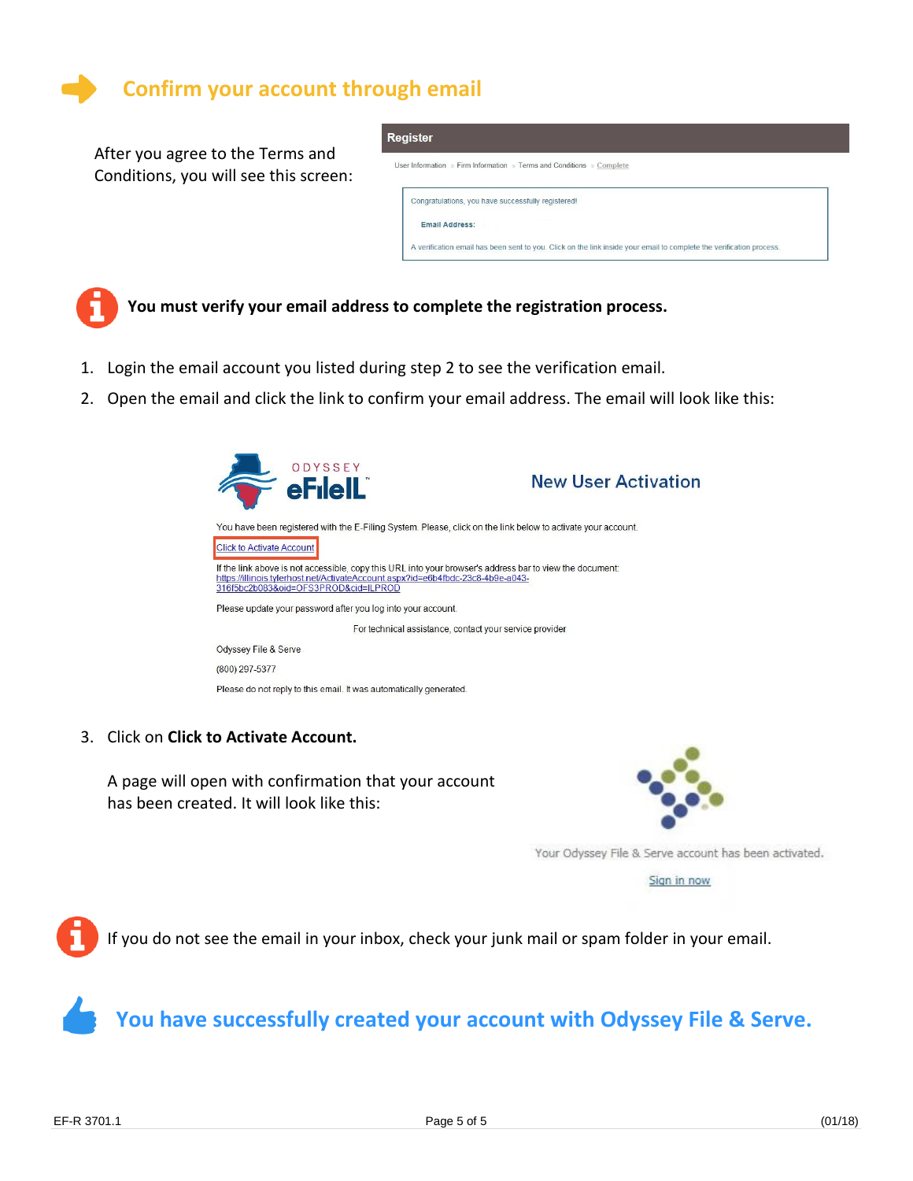## Confirm your account through email

After you agree to the Terms and Conditions, you will see this screen:

Register

User Information » Firm Information » Terms and Conditions » Complete

Congratulations, you have successfully registered!

Email Address:

A verification email has been sent to you. Click on the link inside your email to complete the verification process.

**You must verify your email address to complete the registration process.**

1. Login the email account you listed during step 2 to see the verification email.
2. Open the email and click the link to confirm your email address. The email will look like this:

ODYSSEY eFileIL™

New User Activation

You have been registered with the E-Filing System. Please, click on the link below to activate your account.

Click to Activate Account

If the link above is not accessible, copy this URL into your browser's address bar to view the document:
https://illinois.tylerhost.net/ActivateAccount.aspx?id=e6b4fbdc-23c8-4b9e-a043-316f5bc2b083&oid=OFS3PROD&cid=ILPROD

Please update your password after you log into your account.

For technical assistance, contact your service provider

Odyssey File & Serve

(800) 297-5377

Please do not reply to this email. It was automatically generated.

3. Click on **Click to Activate Account.**

   A page will open with confirmation that your account has been created. It will look like this:

Your Odyssey File & Serve account has been activated.

Sign in now

If you do not see the email in your inbox, check your junk mail or spam folder in your email.

## You have successfully created your account with Odyssey File & Serve.

EF-R 3701.1 (01/18)